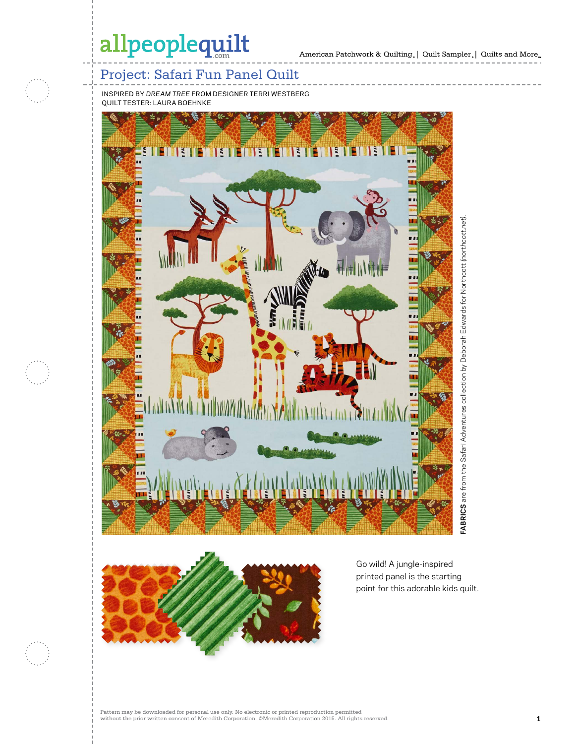# Project: Safari Fun Panel Quilt

INSPIRED BY *DREAM TREE* FROM DESIGNER TERRI WESTBERG
QUILT TESTER: LAURA BOEHNKE

**FABRICS** are from the Safari Adventures collection by Deborah Edwards for Northcott *(northcott.net)*.

Go wild! A jungle-inspired printed panel is the starting point for this adorable kids quilt.

Pattern may be downloaded for personal use only. No electronic or printed reproduction permitted without the prior written consent of Meredith Corporation. ©Meredith Corporation 2015. All rights reserved.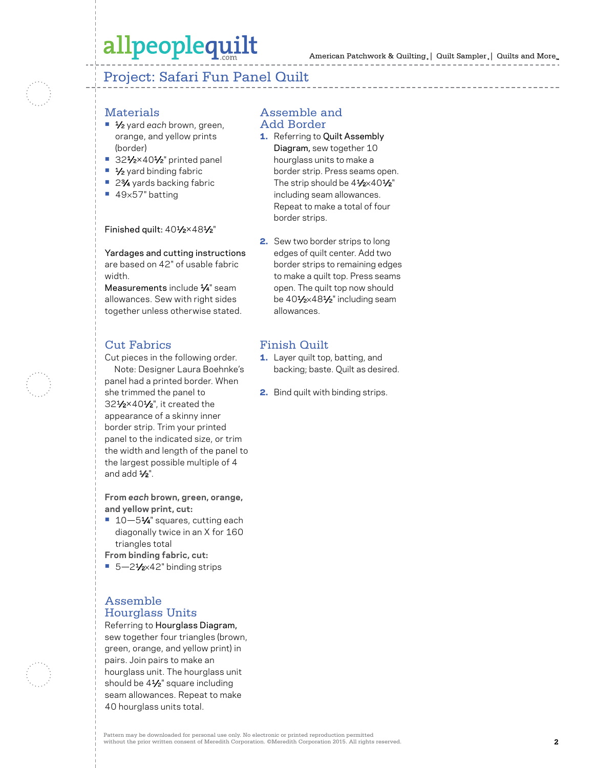# Project: Safari Fun Panel Quilt

## Materials

- ½ yard *each* brown, green, orange, and yellow prints (border)
- 32½×40½" printed panel
- ½ yard binding fabric
- 2¾ yards backing fabric
- 49×57" batting

Finished quilt: 40½×48½"

Yardages and cutting instructions are based on 42" of usable fabric width.
Measurements include ¼" seam allowances. Sew with right sides together unless otherwise stated.

## Cut Fabrics

Cut pieces in the following order.

Note: Designer Laura Boehnke's panel had a printed border. When she trimmed the panel to 32½×40½", it created the appearance of a skinny inner border strip. Trim your printed panel to the indicated size, or trim the width and length of the panel to the largest possible multiple of 4 and add ½".

**From *each* brown, green, orange, and yellow print, cut:**

- 10—5¼" squares, cutting each diagonally twice in an X for 160 triangles total

**From binding fabric, cut:**

- 5—2½×42" binding strips

## Assemble Hourglass Units

Referring to Hourglass Diagram, sew together four triangles (brown, green, orange, and yellow print) in pairs. Join pairs to make an hourglass unit. The hourglass unit should be 4½" square including seam allowances. Repeat to make 40 hourglass units total.

## Assemble and Add Border

1. Referring to Quilt Assembly Diagram, sew together 10 hourglass units to make a border strip. Press seams open. The strip should be 4½×40½" including seam allowances. Repeat to make a total of four border strips.

2. Sew two border strips to long edges of quilt center. Add two border strips to remaining edges to make a quilt top. Press seams open. The quilt top now should be 40½×48½" including seam allowances.

## Finish Quilt

1. Layer quilt top, batting, and backing; baste. Quilt as desired.

2. Bind quilt with binding strips.

Pattern may be downloaded for personal use only. No electronic or printed reproduction permitted without the prior written consent of Meredith Corporation. ©Meredith Corporation 2015. All rights reserved.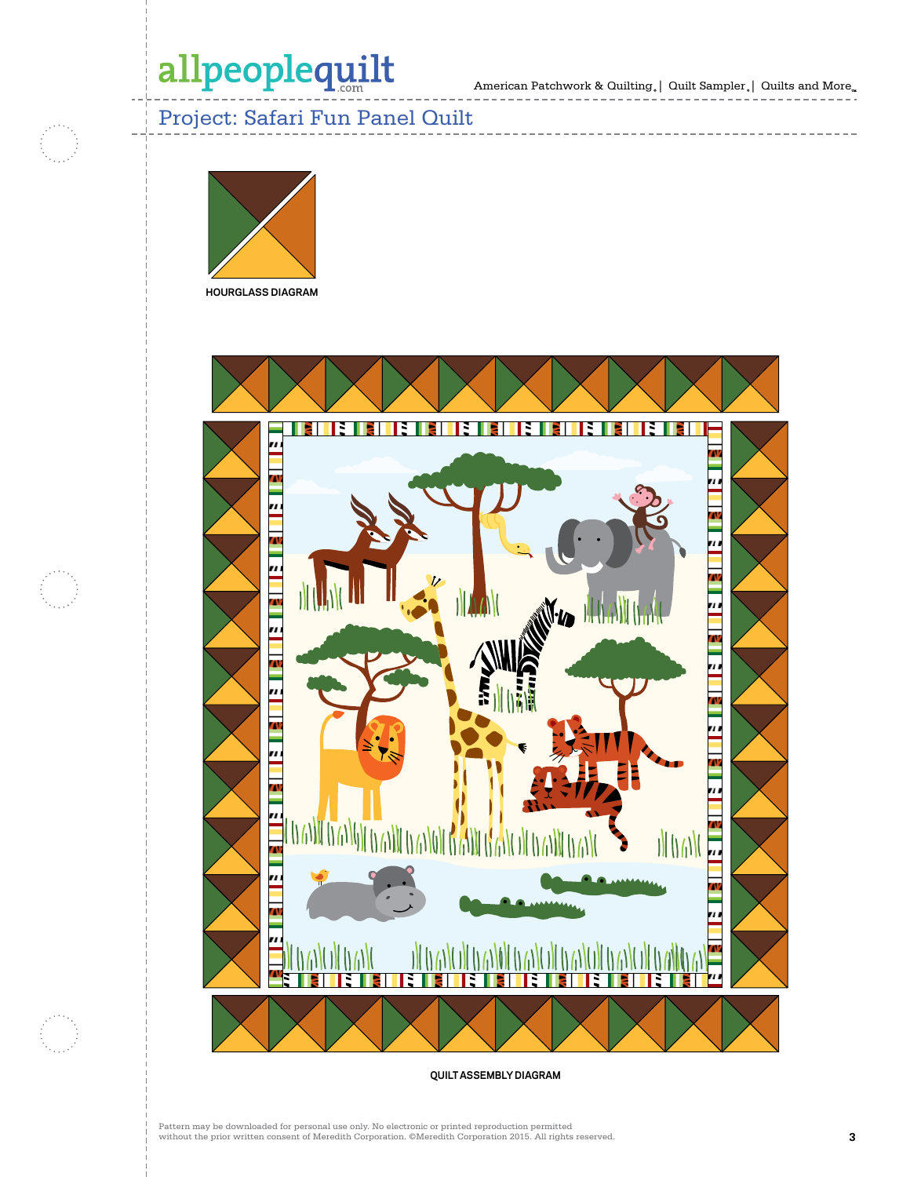Project: Safari Fun Panel Quilt

HOURGLASS DIAGRAM

QUILT ASSEMBLY DIAGRAM

Pattern may be downloaded for personal use only. No electronic or printed reproduction permitted without the prior written consent of Meredith Corporation. ©Meredith Corporation 2015. All rights reserved.